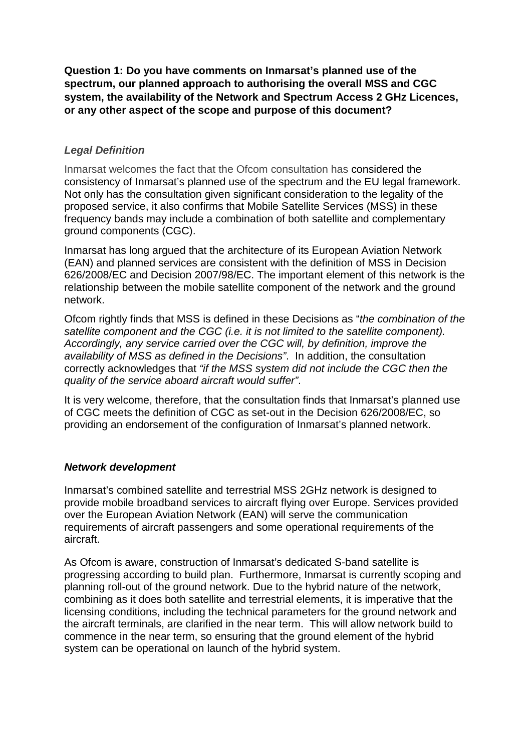**Question 1: Do you have comments on Inmarsat's planned use of the spectrum, our planned approach to authorising the overall MSS and CGC system, the availability of the Network and Spectrum Access 2 GHz Licences, or any other aspect of the scope and purpose of this document?**

***Legal Definition***

Inmarsat welcomes the fact that the Ofcom consultation has considered the consistency of Inmarsat's planned use of the spectrum and the EU legal framework. Not only has the consultation given significant consideration to the legality of the proposed service, it also confirms that Mobile Satellite Services (MSS) in these frequency bands may include a combination of both satellite and complementary ground components (CGC).

Inmarsat has long argued that the architecture of its European Aviation Network (EAN) and planned services are consistent with the definition of MSS in Decision 626/2008/EC and Decision 2007/98/EC. The important element of this network is the relationship between the mobile satellite component of the network and the ground network.

Ofcom rightly finds that MSS is defined in these Decisions as "*the combination of the satellite component and the CGC (i.e. it is not limited to the satellite component). Accordingly, any service carried over the CGC will, by definition, improve the availability of MSS as defined in the Decisions"*. In addition, the consultation correctly acknowledges that *"if the MSS system did not include the CGC then the quality of the service aboard aircraft would suffer"*.

It is very welcome, therefore, that the consultation finds that Inmarsat's planned use of CGC meets the definition of CGC as set-out in the Decision 626/2008/EC, so providing an endorsement of the configuration of Inmarsat's planned network.

***Network development***

Inmarsat's combined satellite and terrestrial MSS 2GHz network is designed to provide mobile broadband services to aircraft flying over Europe. Services provided over the European Aviation Network (EAN) will serve the communication requirements of aircraft passengers and some operational requirements of the aircraft.

As Ofcom is aware, construction of Inmarsat's dedicated S-band satellite is progressing according to build plan. Furthermore, Inmarsat is currently scoping and planning roll-out of the ground network. Due to the hybrid nature of the network, combining as it does both satellite and terrestrial elements, it is imperative that the licensing conditions, including the technical parameters for the ground network and the aircraft terminals, are clarified in the near term. This will allow network build to commence in the near term, so ensuring that the ground element of the hybrid system can be operational on launch of the hybrid system.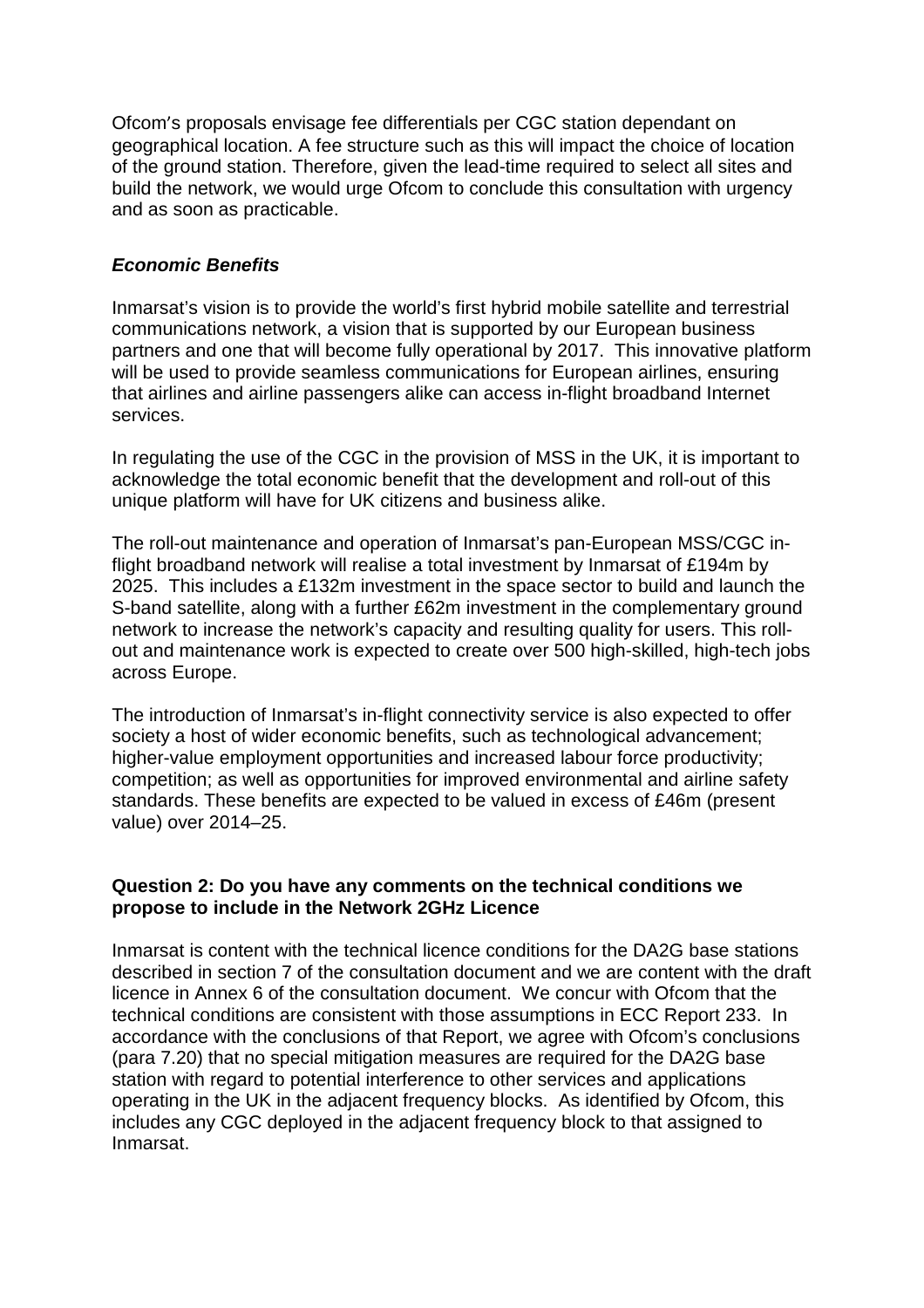Ofcom's proposals envisage fee differentials per CGC station dependant on geographical location. A fee structure such as this will impact the choice of location of the ground station. Therefore, given the lead-time required to select all sites and build the network, we would urge Ofcom to conclude this consultation with urgency and as soon as practicable.

***Economic Benefits***

Inmarsat's vision is to provide the world's first hybrid mobile satellite and terrestrial communications network, a vision that is supported by our European business partners and one that will become fully operational by 2017. This innovative platform will be used to provide seamless communications for European airlines, ensuring that airlines and airline passengers alike can access in-flight broadband Internet services.

In regulating the use of the CGC in the provision of MSS in the UK, it is important to acknowledge the total economic benefit that the development and roll-out of this unique platform will have for UK citizens and business alike.

The roll-out maintenance and operation of Inmarsat's pan-European MSS/CGC in-flight broadband network will realise a total investment by Inmarsat of £194m by 2025. This includes a £132m investment in the space sector to build and launch the S-band satellite, along with a further £62m investment in the complementary ground network to increase the network's capacity and resulting quality for users. This roll-out and maintenance work is expected to create over 500 high-skilled, high-tech jobs across Europe.

The introduction of Inmarsat's in-flight connectivity service is also expected to offer society a host of wider economic benefits, such as technological advancement; higher-value employment opportunities and increased labour force productivity; competition; as well as opportunities for improved environmental and airline safety standards. These benefits are expected to be valued in excess of £46m (present value) over 2014–25.

**Question 2: Do you have any comments on the technical conditions we propose to include in the Network 2GHz Licence**

Inmarsat is content with the technical licence conditions for the DA2G base stations described in section 7 of the consultation document and we are content with the draft licence in Annex 6 of the consultation document. We concur with Ofcom that the technical conditions are consistent with those assumptions in ECC Report 233. In accordance with the conclusions of that Report, we agree with Ofcom's conclusions (para 7.20) that no special mitigation measures are required for the DA2G base station with regard to potential interference to other services and applications operating in the UK in the adjacent frequency blocks. As identified by Ofcom, this includes any CGC deployed in the adjacent frequency block to that assigned to Inmarsat.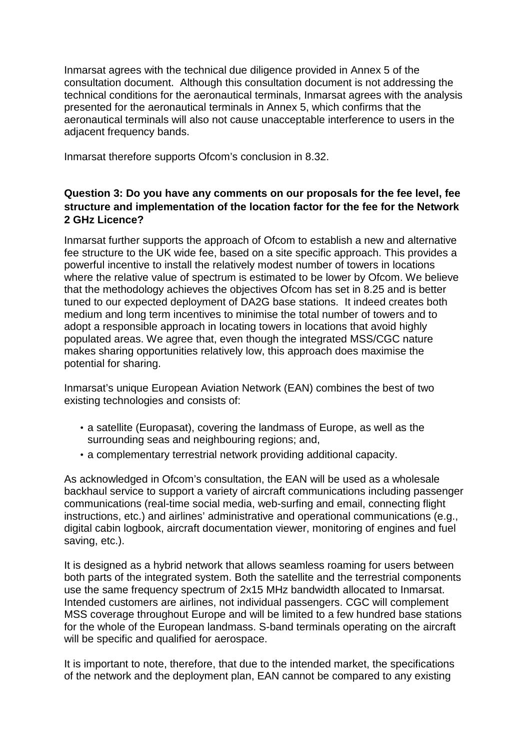Inmarsat agrees with the technical due diligence provided in Annex 5 of the consultation document. Although this consultation document is not addressing the technical conditions for the aeronautical terminals, Inmarsat agrees with the analysis presented for the aeronautical terminals in Annex 5, which confirms that the aeronautical terminals will also not cause unacceptable interference to users in the adjacent frequency bands.

Inmarsat therefore supports Ofcom's conclusion in 8.32.

**Question 3: Do you have any comments on our proposals for the fee level, fee structure and implementation of the location factor for the fee for the Network 2 GHz Licence?**

Inmarsat further supports the approach of Ofcom to establish a new and alternative fee structure to the UK wide fee, based on a site specific approach. This provides a powerful incentive to install the relatively modest number of towers in locations where the relative value of spectrum is estimated to be lower by Ofcom. We believe that the methodology achieves the objectives Ofcom has set in 8.25 and is better tuned to our expected deployment of DA2G base stations. It indeed creates both medium and long term incentives to minimise the total number of towers and to adopt a responsible approach in locating towers in locations that avoid highly populated areas. We agree that, even though the integrated MSS/CGC nature makes sharing opportunities relatively low, this approach does maximise the potential for sharing.

Inmarsat's unique European Aviation Network (EAN) combines the best of two existing technologies and consists of:

- a satellite (Europasat), covering the landmass of Europe, as well as the surrounding seas and neighbouring regions; and,
- a complementary terrestrial network providing additional capacity.

As acknowledged in Ofcom's consultation, the EAN will be used as a wholesale backhaul service to support a variety of aircraft communications including passenger communications (real-time social media, web-surfing and email, connecting flight instructions, etc.) and airlines' administrative and operational communications (e.g., digital cabin logbook, aircraft documentation viewer, monitoring of engines and fuel saving, etc.).

It is designed as a hybrid network that allows seamless roaming for users between both parts of the integrated system. Both the satellite and the terrestrial components use the same frequency spectrum of 2x15 MHz bandwidth allocated to Inmarsat. Intended customers are airlines, not individual passengers. CGC will complement MSS coverage throughout Europe and will be limited to a few hundred base stations for the whole of the European landmass. S-band terminals operating on the aircraft will be specific and qualified for aerospace.

It is important to note, therefore, that due to the intended market, the specifications of the network and the deployment plan, EAN cannot be compared to any existing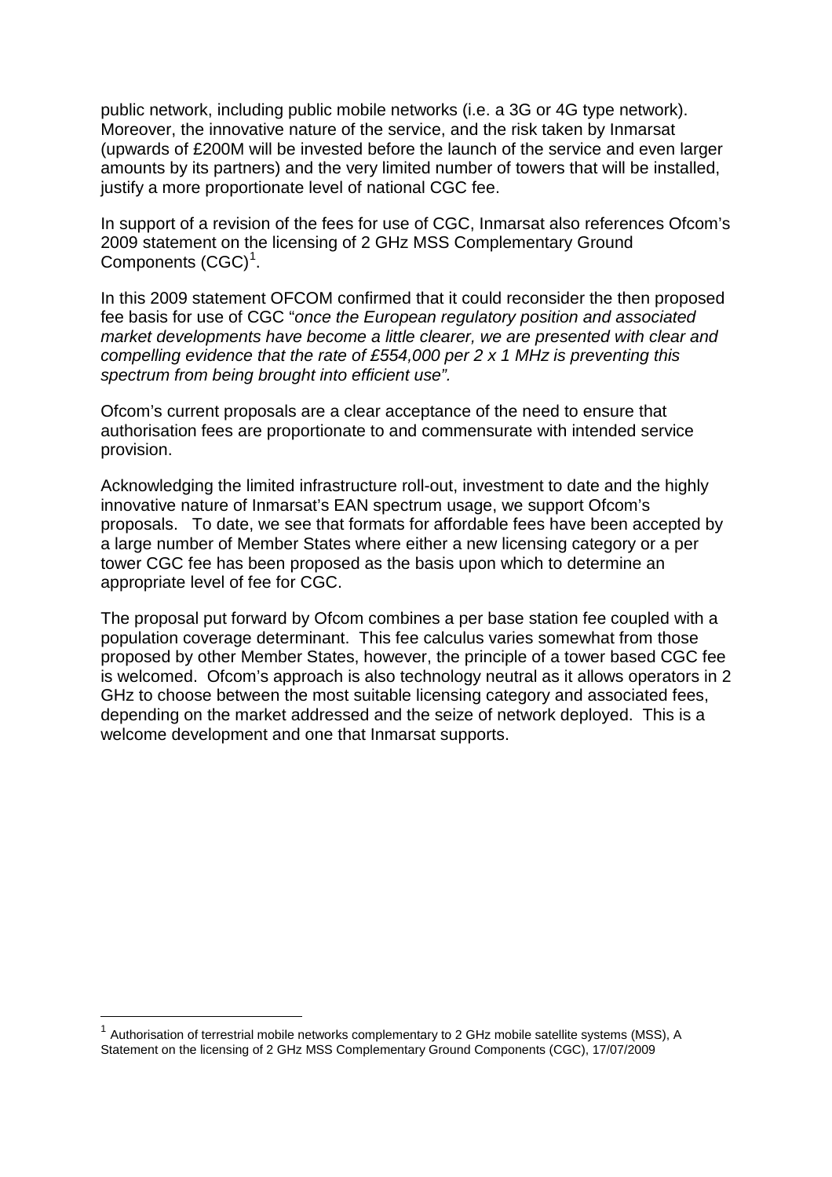public network, including public mobile networks (i.e. a 3G or 4G type network). Moreover, the innovative nature of the service, and the risk taken by Inmarsat (upwards of £200M will be invested before the launch of the service and even larger amounts by its partners) and the very limited number of towers that will be installed, justify a more proportionate level of national CGC fee.

In support of a revision of the fees for use of CGC, Inmarsat also references Ofcom's 2009 statement on the licensing of 2 GHz MSS Complementary Ground Components (CGC)[1].

In this 2009 statement OFCOM confirmed that it could reconsider the then proposed fee basis for use of CGC "*once the European regulatory position and associated market developments have become a little clearer, we are presented with clear and compelling evidence that the rate of £554,000 per 2 x 1 MHz is preventing this spectrum from being brought into efficient use".*

Ofcom's current proposals are a clear acceptance of the need to ensure that authorisation fees are proportionate to and commensurate with intended service provision.

Acknowledging the limited infrastructure roll-out, investment to date and the highly innovative nature of Inmarsat's EAN spectrum usage, we support Ofcom's proposals. To date, we see that formats for affordable fees have been accepted by a large number of Member States where either a new licensing category or a per tower CGC fee has been proposed as the basis upon which to determine an appropriate level of fee for CGC.

The proposal put forward by Ofcom combines a per base station fee coupled with a population coverage determinant. This fee calculus varies somewhat from those proposed by other Member States, however, the principle of a tower based CGC fee is welcomed. Ofcom's approach is also technology neutral as it allows operators in 2 GHz to choose between the most suitable licensing category and associated fees, depending on the market addressed and the seize of network deployed. This is a welcome development and one that Inmarsat supports.

---

[1] Authorisation of terrestrial mobile networks complementary to 2 GHz mobile satellite systems (MSS), A Statement on the licensing of 2 GHz MSS Complementary Ground Components (CGC), 17/07/2009